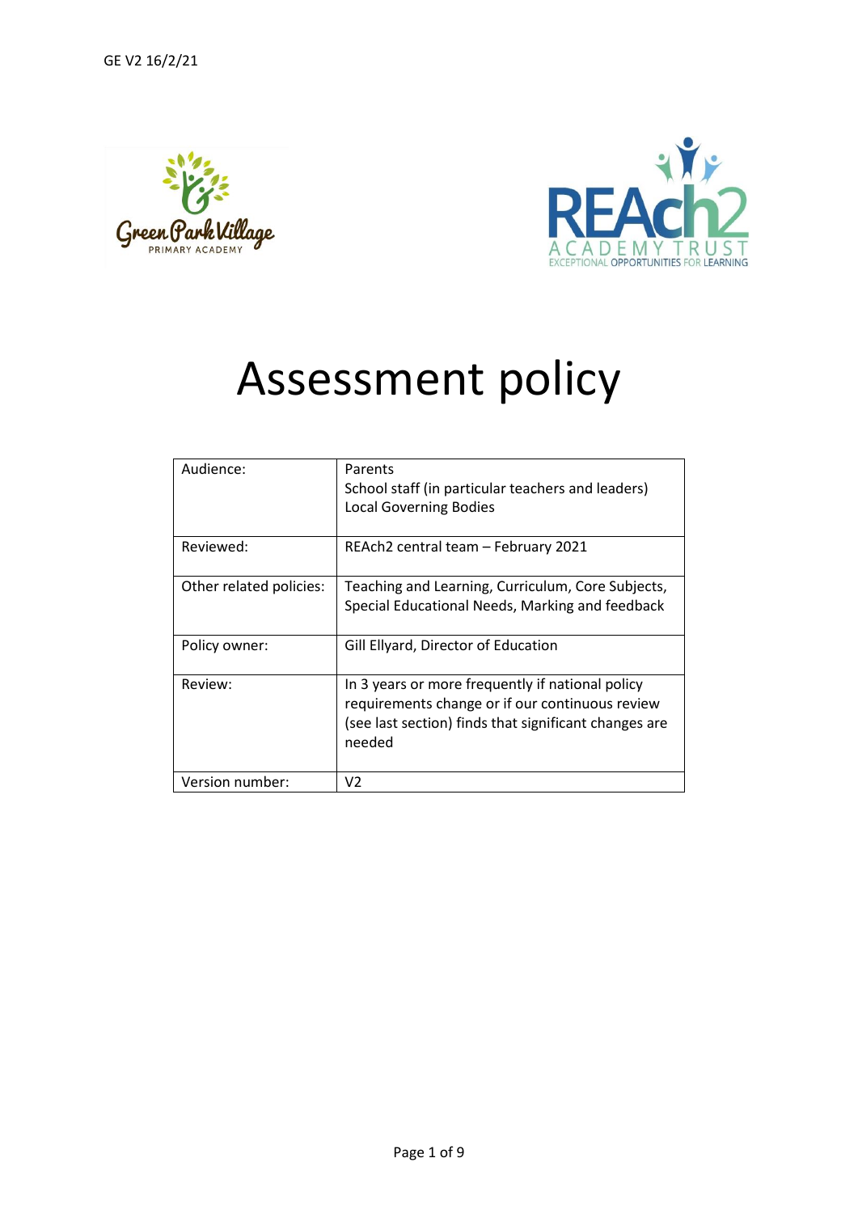GE V2 16/2/21

# Assessment policy

| | |
|---|---|
| Audience: | Parents<br>School staff (in particular teachers and leaders)<br>Local Governing Bodies |
| Reviewed: | REAch2 central team – February 2021 |
| Other related policies: | Teaching and Learning, Curriculum, Core Subjects, Special Educational Needs, Marking and feedback |
| Policy owner: | Gill Ellyard, Director of Education |
| Review: | In 3 years or more frequently if national policy requirements change or if our continuous review (see last section) finds that significant changes are needed |
| Version number: | V2 |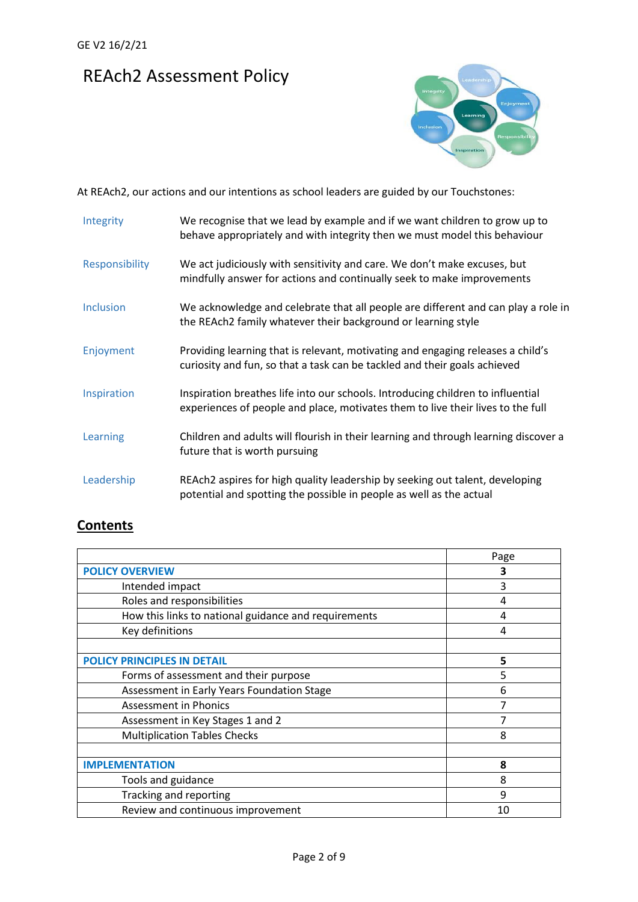GE V2 16/2/21

# REAch2 Assessment Policy

At REAch2, our actions and our intentions as school leaders are guided by our Touchstones:

| | |
|---|---|
| Integrity | We recognise that we lead by example and if we want children to grow up to behave appropriately and with integrity then we must model this behaviour |
| Responsibility | We act judiciously with sensitivity and care. We don't make excuses, but mindfully answer for actions and continually seek to make improvements |
| Inclusion | We acknowledge and celebrate that all people are different and can play a role in the REAch2 family whatever their background or learning style |
| Enjoyment | Providing learning that is relevant, motivating and engaging releases a child's curiosity and fun, so that a task can be tackled and their goals achieved |
| Inspiration | Inspiration breathes life into our schools. Introducing children to influential experiences of people and place, motivates them to live their lives to the full |
| Learning | Children and adults will flourish in their learning and through learning discover a future that is worth pursuing |
| Leadership | REAch2 aspires for high quality leadership by seeking out talent, developing potential and spotting the possible in people as well as the actual |

## Contents

| | Page |
|---|---|
| **POLICY OVERVIEW** | **3** |
| Intended impact | 3 |
| Roles and responsibilities | 4 |
| How this links to national guidance and requirements | 4 |
| Key definitions | 4 |
| | |
| **POLICY PRINCIPLES IN DETAIL** | **5** |
| Forms of assessment and their purpose | 5 |
| Assessment in Early Years Foundation Stage | 6 |
| Assessment in Phonics | 7 |
| Assessment in Key Stages 1 and 2 | 7 |
| Multiplication Tables Checks | 8 |
| | |
| **IMPLEMENTATION** | **8** |
| Tools and guidance | 8 |
| Tracking and reporting | 9 |
| Review and continuous improvement | 10 |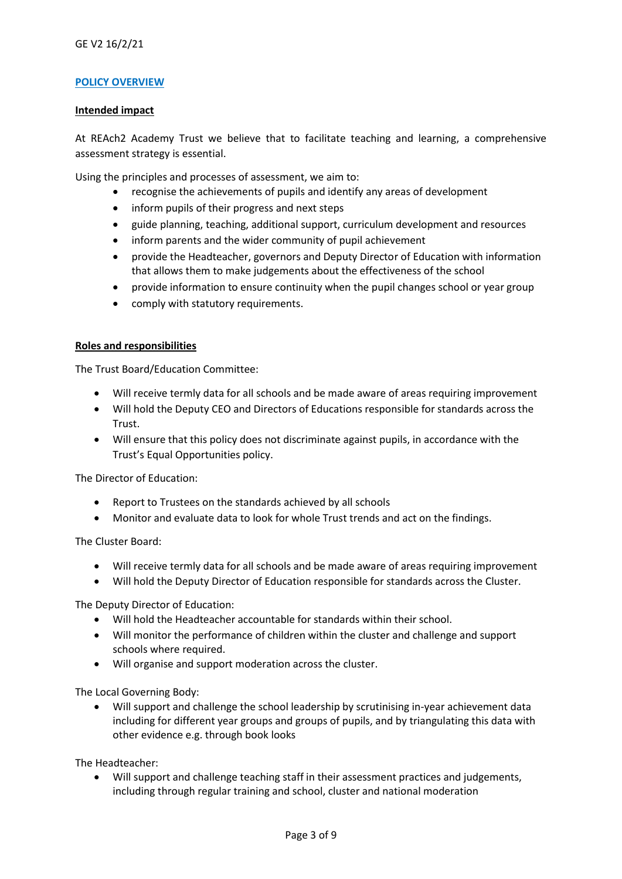## POLICY OVERVIEW

**Intended impact**

At REAch2 Academy Trust we believe that to facilitate teaching and learning, a comprehensive assessment strategy is essential.

Using the principles and processes of assessment, we aim to:

- recognise the achievements of pupils and identify any areas of development
- inform pupils of their progress and next steps
- guide planning, teaching, additional support, curriculum development and resources
- inform parents and the wider community of pupil achievement
- provide the Headteacher, governors and Deputy Director of Education with information that allows them to make judgements about the effectiveness of the school
- provide information to ensure continuity when the pupil changes school or year group
- comply with statutory requirements.

**Roles and responsibilities**

The Trust Board/Education Committee:

- Will receive termly data for all schools and be made aware of areas requiring improvement
- Will hold the Deputy CEO and Directors of Educations responsible for standards across the Trust.
- Will ensure that this policy does not discriminate against pupils, in accordance with the Trust's Equal Opportunities policy.

The Director of Education:

- Report to Trustees on the standards achieved by all schools
- Monitor and evaluate data to look for whole Trust trends and act on the findings.

The Cluster Board:

- Will receive termly data for all schools and be made aware of areas requiring improvement
- Will hold the Deputy Director of Education responsible for standards across the Cluster.

The Deputy Director of Education:

- Will hold the Headteacher accountable for standards within their school.
- Will monitor the performance of children within the cluster and challenge and support schools where required.
- Will organise and support moderation across the cluster.

The Local Governing Body:

- Will support and challenge the school leadership by scrutinising in-year achievement data including for different year groups and groups of pupils, and by triangulating this data with other evidence e.g. through book looks

The Headteacher:

- Will support and challenge teaching staff in their assessment practices and judgements, including through regular training and school, cluster and national moderation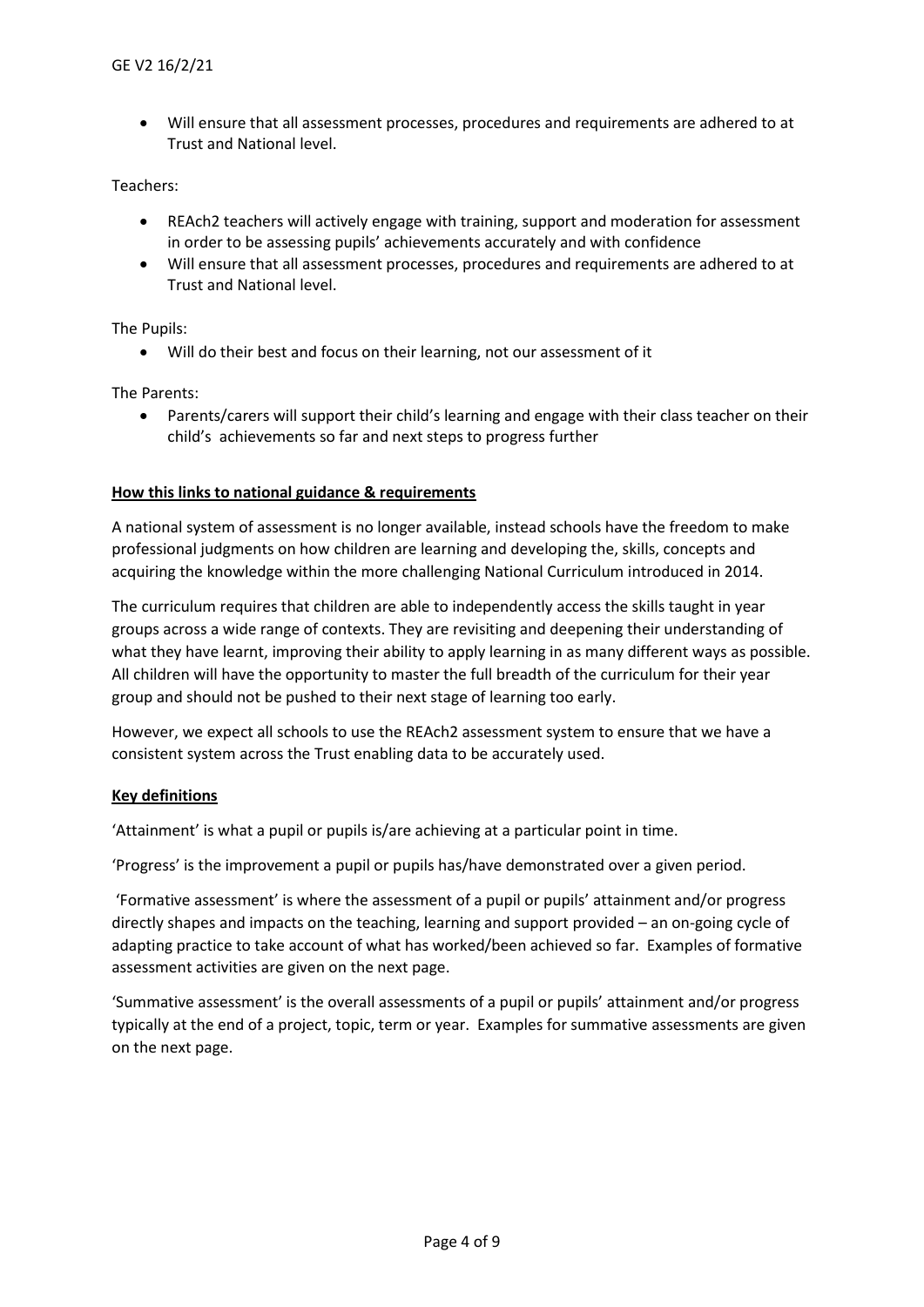- Will ensure that all assessment processes, procedures and requirements are adhered to at Trust and National level.

Teachers:

- REAch2 teachers will actively engage with training, support and moderation for assessment in order to be assessing pupils' achievements accurately and with confidence
- Will ensure that all assessment processes, procedures and requirements are adhered to at Trust and National level.

The Pupils:

- Will do their best and focus on their learning, not our assessment of it

The Parents:

- Parents/carers will support their child's learning and engage with their class teacher on their child's achievements so far and next steps to progress further

**How this links to national guidance & requirements**

A national system of assessment is no longer available, instead schools have the freedom to make professional judgments on how children are learning and developing the, skills, concepts and acquiring the knowledge within the more challenging National Curriculum introduced in 2014.

The curriculum requires that children are able to independently access the skills taught in year groups across a wide range of contexts. They are revisiting and deepening their understanding of what they have learnt, improving their ability to apply learning in as many different ways as possible. All children will have the opportunity to master the full breadth of the curriculum for their year group and should not be pushed to their next stage of learning too early.

However, we expect all schools to use the REAch2 assessment system to ensure that we have a consistent system across the Trust enabling data to be accurately used.

**Key definitions**

'Attainment' is what a pupil or pupils is/are achieving at a particular point in time.

'Progress' is the improvement a pupil or pupils has/have demonstrated over a given period.

'Formative assessment' is where the assessment of a pupil or pupils' attainment and/or progress directly shapes and impacts on the teaching, learning and support provided – an on-going cycle of adapting practice to take account of what has worked/been achieved so far. Examples of formative assessment activities are given on the next page.

'Summative assessment' is the overall assessments of a pupil or pupils' attainment and/or progress typically at the end of a project, topic, term or year. Examples for summative assessments are given on the next page.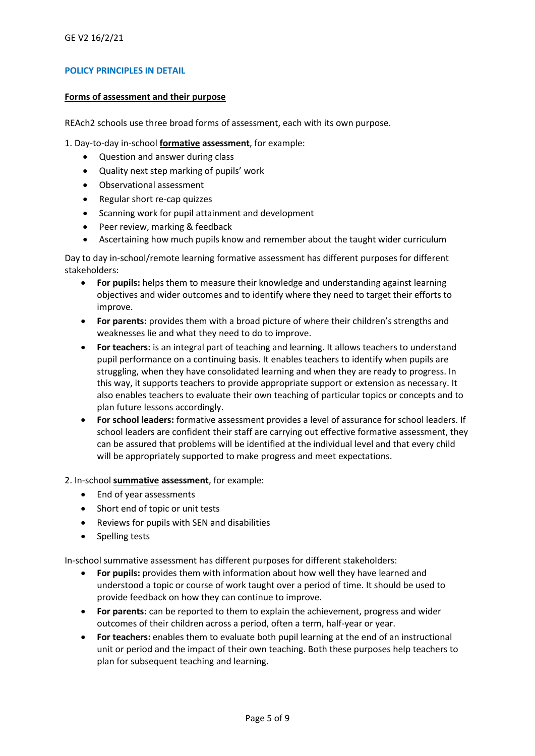## POLICY PRINCIPLES IN DETAIL

### Forms of assessment and their purpose

REAch2 schools use three broad forms of assessment, each with its own purpose.

1. Day-to-day in-school **formative assessment**, for example:
   - Question and answer during class
   - Quality next step marking of pupils' work
   - Observational assessment
   - Regular short re-cap quizzes
   - Scanning work for pupil attainment and development
   - Peer review, marking & feedback
   - Ascertaining how much pupils know and remember about the taught wider curriculum

Day to day in-school/remote learning formative assessment has different purposes for different stakeholders:

- **For pupils:** helps them to measure their knowledge and understanding against learning objectives and wider outcomes and to identify where they need to target their efforts to improve.
- **For parents:** provides them with a broad picture of where their children's strengths and weaknesses lie and what they need to do to improve.
- **For teachers:** is an integral part of teaching and learning. It allows teachers to understand pupil performance on a continuing basis. It enables teachers to identify when pupils are struggling, when they have consolidated learning and when they are ready to progress. In this way, it supports teachers to provide appropriate support or extension as necessary. It also enables teachers to evaluate their own teaching of particular topics or concepts and to plan future lessons accordingly.
- **For school leaders:** formative assessment provides a level of assurance for school leaders. If school leaders are confident their staff are carrying out effective formative assessment, they can be assured that problems will be identified at the individual level and that every child will be appropriately supported to make progress and meet expectations.

2. In-school **summative assessment**, for example:
   - End of year assessments
   - Short end of topic or unit tests
   - Reviews for pupils with SEN and disabilities
   - Spelling tests

In-school summative assessment has different purposes for different stakeholders:

- **For pupils:** provides them with information about how well they have learned and understood a topic or course of work taught over a period of time. It should be used to provide feedback on how they can continue to improve.
- **For parents:** can be reported to them to explain the achievement, progress and wider outcomes of their children across a period, often a term, half-year or year.
- **For teachers:** enables them to evaluate both pupil learning at the end of an instructional unit or period and the impact of their own teaching. Both these purposes help teachers to plan for subsequent teaching and learning.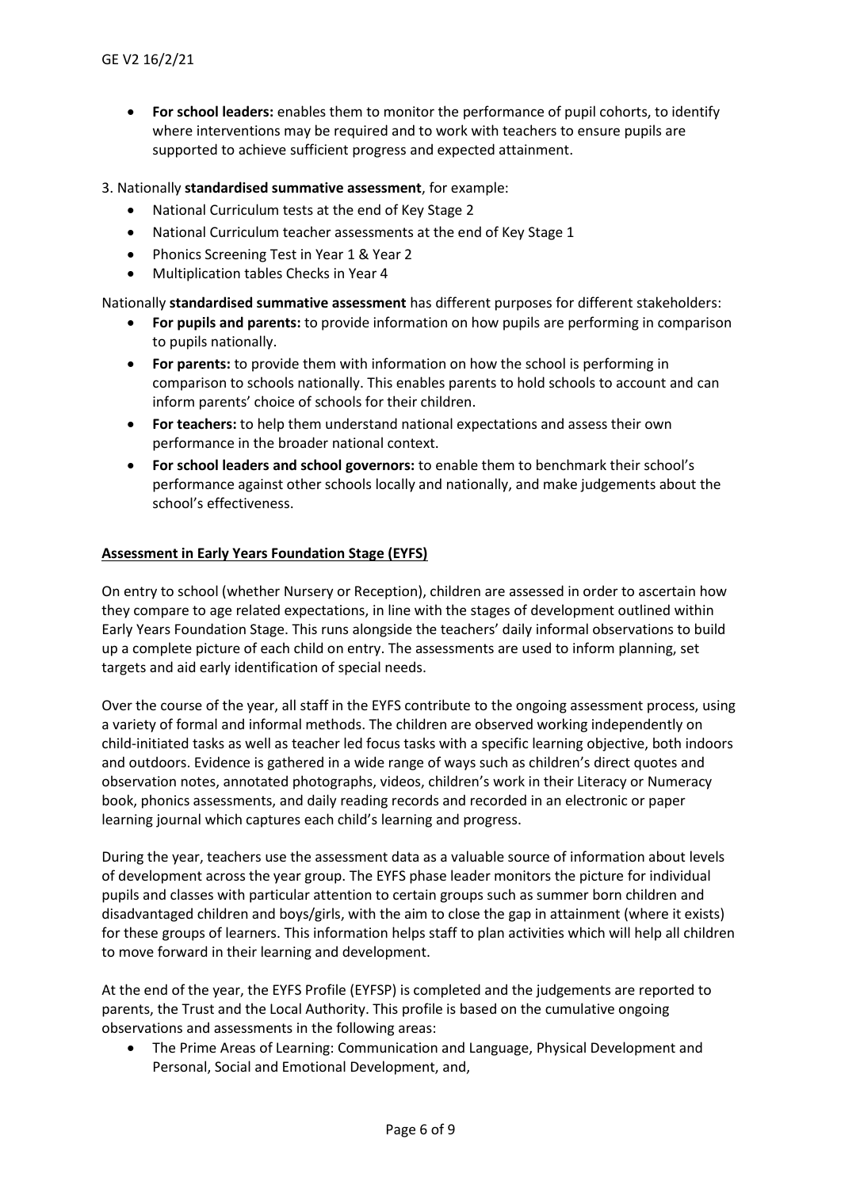- **For school leaders:** enables them to monitor the performance of pupil cohorts, to identify where interventions may be required and to work with teachers to ensure pupils are supported to achieve sufficient progress and expected attainment.

3. Nationally **standardised summative assessment**, for example:

- National Curriculum tests at the end of Key Stage 2
- National Curriculum teacher assessments at the end of Key Stage 1
- Phonics Screening Test in Year 1 & Year 2
- Multiplication tables Checks in Year 4

Nationally **standardised summative assessment** has different purposes for different stakeholders:

- **For pupils and parents:** to provide information on how pupils are performing in comparison to pupils nationally.
- **For parents:** to provide them with information on how the school is performing in comparison to schools nationally. This enables parents to hold schools to account and can inform parents' choice of schools for their children.
- **For teachers:** to help them understand national expectations and assess their own performance in the broader national context.
- **For school leaders and school governors:** to enable them to benchmark their school's performance against other schools locally and nationally, and make judgements about the school's effectiveness.

## Assessment in Early Years Foundation Stage (EYFS)

On entry to school (whether Nursery or Reception), children are assessed in order to ascertain how they compare to age related expectations, in line with the stages of development outlined within Early Years Foundation Stage. This runs alongside the teachers' daily informal observations to build up a complete picture of each child on entry. The assessments are used to inform planning, set targets and aid early identification of special needs.

Over the course of the year, all staff in the EYFS contribute to the ongoing assessment process, using a variety of formal and informal methods. The children are observed working independently on child-initiated tasks as well as teacher led focus tasks with a specific learning objective, both indoors and outdoors. Evidence is gathered in a wide range of ways such as children's direct quotes and observation notes, annotated photographs, videos, children's work in their Literacy or Numeracy book, phonics assessments, and daily reading records and recorded in an electronic or paper learning journal which captures each child's learning and progress.

During the year, teachers use the assessment data as a valuable source of information about levels of development across the year group. The EYFS phase leader monitors the picture for individual pupils and classes with particular attention to certain groups such as summer born children and disadvantaged children and boys/girls, with the aim to close the gap in attainment (where it exists) for these groups of learners. This information helps staff to plan activities which will help all children to move forward in their learning and development.

At the end of the year, the EYFS Profile (EYFSP) is completed and the judgements are reported to parents, the Trust and the Local Authority. This profile is based on the cumulative ongoing observations and assessments in the following areas:

- The Prime Areas of Learning: Communication and Language, Physical Development and Personal, Social and Emotional Development, and,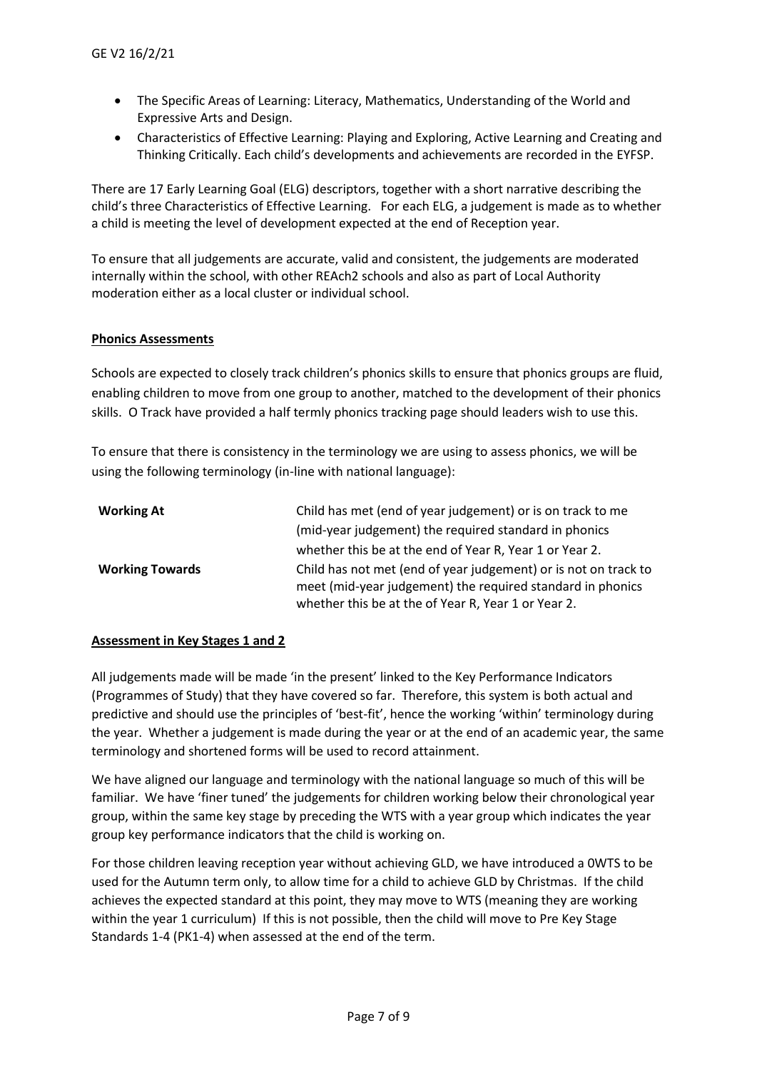- The Specific Areas of Learning: Literacy, Mathematics, Understanding of the World and Expressive Arts and Design.
- Characteristics of Effective Learning: Playing and Exploring, Active Learning and Creating and Thinking Critically. Each child's developments and achievements are recorded in the EYFSP.

There are 17 Early Learning Goal (ELG) descriptors, together with a short narrative describing the child's three Characteristics of Effective Learning. For each ELG, a judgement is made as to whether a child is meeting the level of development expected at the end of Reception year.

To ensure that all judgements are accurate, valid and consistent, the judgements are moderated internally within the school, with other REAch2 schools and also as part of Local Authority moderation either as a local cluster or individual school.

**Phonics Assessments**

Schools are expected to closely track children's phonics skills to ensure that phonics groups are fluid, enabling children to move from one group to another, matched to the development of their phonics skills. O Track have provided a half termly phonics tracking page should leaders wish to use this.

To ensure that there is consistency in the terminology we are using to assess phonics, we will be using the following terminology (in-line with national language):

| | |
|---|---|
| **Working At** | Child has met (end of year judgement) or is on track to me (mid-year judgement) the required standard in phonics whether this be at the end of Year R, Year 1 or Year 2. |
| **Working Towards** | Child has not met (end of year judgement) or is not on track to meet (mid-year judgement) the required standard in phonics whether this be at the of Year R, Year 1 or Year 2. |

**Assessment in Key Stages 1 and 2**

All judgements made will be made 'in the present' linked to the Key Performance Indicators (Programmes of Study) that they have covered so far. Therefore, this system is both actual and predictive and should use the principles of 'best-fit', hence the working 'within' terminology during the year. Whether a judgement is made during the year or at the end of an academic year, the same terminology and shortened forms will be used to record attainment.

We have aligned our language and terminology with the national language so much of this will be familiar. We have 'finer tuned' the judgements for children working below their chronological year group, within the same key stage by preceding the WTS with a year group which indicates the year group key performance indicators that the child is working on.

For those children leaving reception year without achieving GLD, we have introduced a 0WTS to be used for the Autumn term only, to allow time for a child to achieve GLD by Christmas. If the child achieves the expected standard at this point, they may move to WTS (meaning they are working within the year 1 curriculum) If this is not possible, then the child will move to Pre Key Stage Standards 1-4 (PK1-4) when assessed at the end of the term.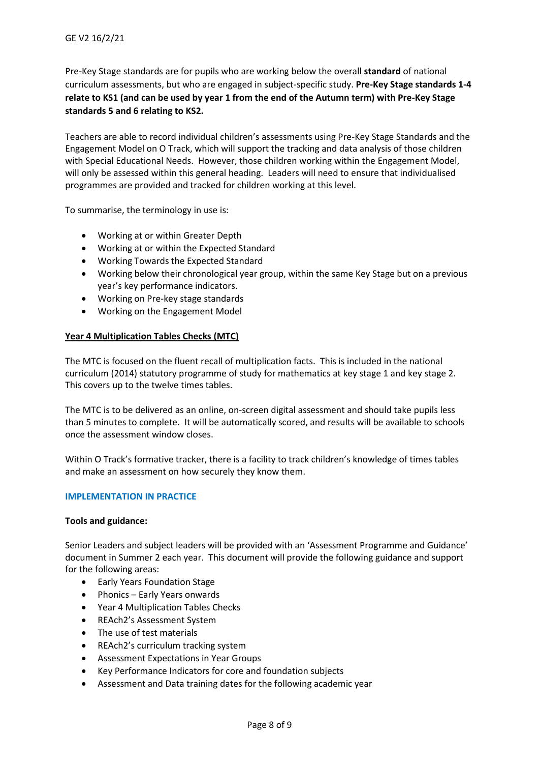Pre-Key Stage standards are for pupils who are working below the overall **standard** of national curriculum assessments, but who are engaged in subject-specific study. **Pre-Key Stage standards 1-4 relate to KS1 (and can be used by year 1 from the end of the Autumn term) with Pre-Key Stage standards 5 and 6 relating to KS2.**

Teachers are able to record individual children's assessments using Pre-Key Stage Standards and the Engagement Model on O Track, which will support the tracking and data analysis of those children with Special Educational Needs. However, those children working within the Engagement Model, will only be assessed within this general heading. Leaders will need to ensure that individualised programmes are provided and tracked for children working at this level.

To summarise, the terminology in use is:

- Working at or within Greater Depth
- Working at or within the Expected Standard
- Working Towards the Expected Standard
- Working below their chronological year group, within the same Key Stage but on a previous year's key performance indicators.
- Working on Pre-key stage standards
- Working on the Engagement Model

**<u>Year 4 Multiplication Tables Checks (MTC)</u>**

The MTC is focused on the fluent recall of multiplication facts. This is included in the national curriculum (2014) statutory programme of study for mathematics at key stage 1 and key stage 2. This covers up to the twelve times tables.

The MTC is to be delivered as an online, on-screen digital assessment and should take pupils less than 5 minutes to complete. It will be automatically scored, and results will be available to schools once the assessment window closes.

Within O Track's formative tracker, there is a facility to track children's knowledge of times tables and make an assessment on how securely they know them.

## IMPLEMENTATION IN PRACTICE

**Tools and guidance:**

Senior Leaders and subject leaders will be provided with an 'Assessment Programme and Guidance' document in Summer 2 each year. This document will provide the following guidance and support for the following areas:

- Early Years Foundation Stage
- Phonics – Early Years onwards
- Year 4 Multiplication Tables Checks
- REAch2's Assessment System
- The use of test materials
- REAch2's curriculum tracking system
- Assessment Expectations in Year Groups
- Key Performance Indicators for core and foundation subjects
- Assessment and Data training dates for the following academic year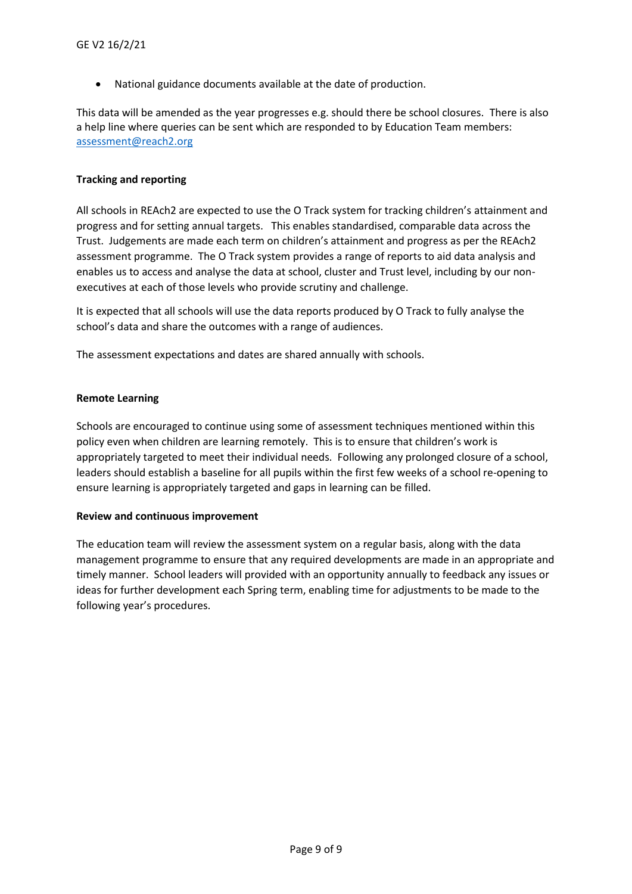- National guidance documents available at the date of production.

This data will be amended as the year progresses e.g. should there be school closures. There is also a help line where queries can be sent which are responded to by Education Team members: assessment@reach2.org

**Tracking and reporting**

All schools in REAch2 are expected to use the O Track system for tracking children's attainment and progress and for setting annual targets. This enables standardised, comparable data across the Trust. Judgements are made each term on children's attainment and progress as per the REAch2 assessment programme. The O Track system provides a range of reports to aid data analysis and enables us to access and analyse the data at school, cluster and Trust level, including by our non-executives at each of those levels who provide scrutiny and challenge.

It is expected that all schools will use the data reports produced by O Track to fully analyse the school's data and share the outcomes with a range of audiences.

The assessment expectations and dates are shared annually with schools.

**Remote Learning**

Schools are encouraged to continue using some of assessment techniques mentioned within this policy even when children are learning remotely. This is to ensure that children's work is appropriately targeted to meet their individual needs. Following any prolonged closure of a school, leaders should establish a baseline for all pupils within the first few weeks of a school re-opening to ensure learning is appropriately targeted and gaps in learning can be filled.

**Review and continuous improvement**

The education team will review the assessment system on a regular basis, along with the data management programme to ensure that any required developments are made in an appropriate and timely manner. School leaders will provided with an opportunity annually to feedback any issues or ideas for further development each Spring term, enabling time for adjustments to be made to the following year's procedures.